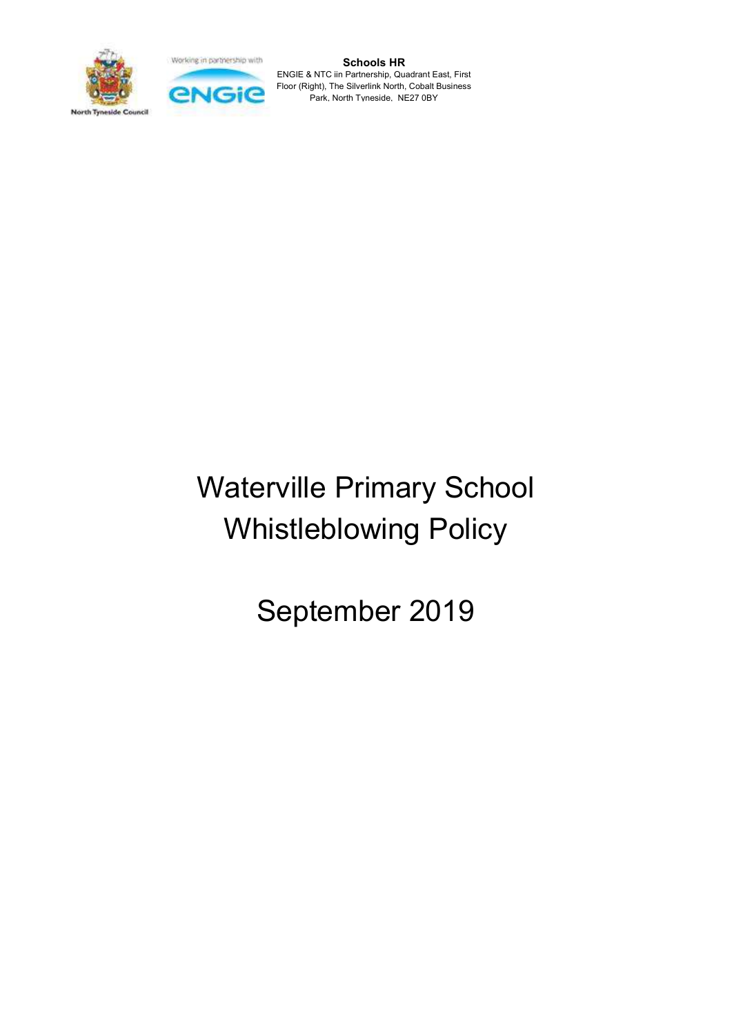**Schools HR**
ENGIE & NTC iin Partnership, Quadrant East, First Floor (Right), The Silverlink North, Cobalt Business Park, North Tyneside, NE27 0BY

North Tyneside Council

Working in partnership with

ENGIE

# Waterville Primary School Whistleblowing Policy

September 2019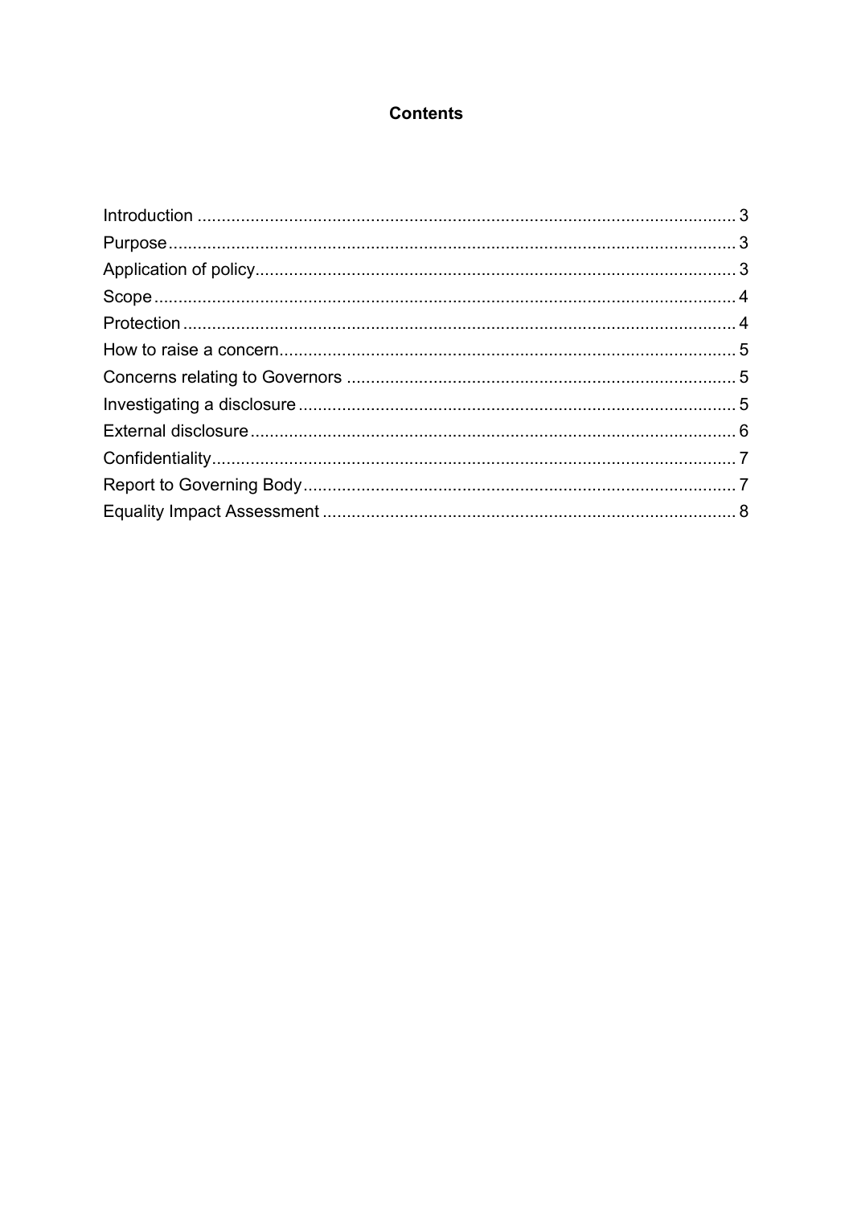## Contents

Introduction ............................................................................................................... 3
Purpose ..................................................................................................................... 3
Application of policy ................................................................................................... 3
Scope ......................................................................................................................... 4
Protection .................................................................................................................. 4
How to raise a concern .............................................................................................. 5
Concerns relating to Governors ................................................................................ 5
Investigating a disclosure .......................................................................................... 5
External disclosure .................................................................................................... 6
Confidentiality ............................................................................................................ 7
Report to Governing Body ......................................................................................... 7
Equality Impact Assessment ..................................................................................... 8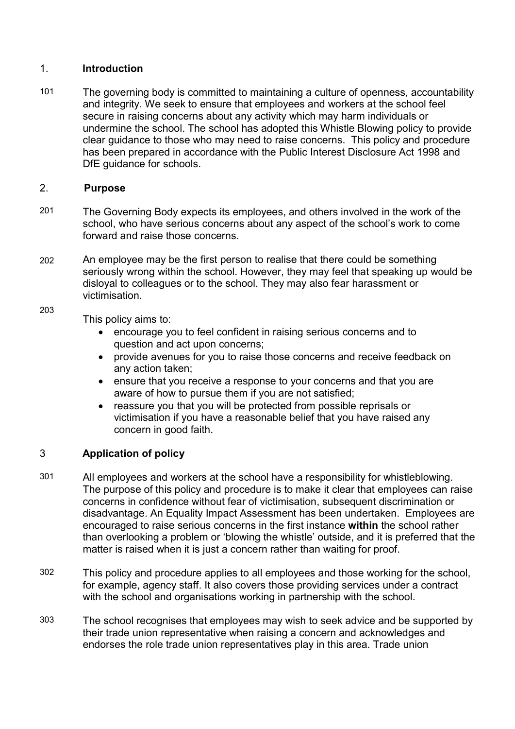## 1. Introduction

101 The governing body is committed to maintaining a culture of openness, accountability and integrity. We seek to ensure that employees and workers at the school feel secure in raising concerns about any activity which may harm individuals or undermine the school. The school has adopted this Whistle Blowing policy to provide clear guidance to those who may need to raise concerns. This policy and procedure has been prepared in accordance with the Public Interest Disclosure Act 1998 and DfE guidance for schools.

## 2. Purpose

201 The Governing Body expects its employees, and others involved in the work of the school, who have serious concerns about any aspect of the school's work to come forward and raise those concerns.

202 An employee may be the first person to realise that there could be something seriously wrong within the school. However, they may feel that speaking up would be disloyal to colleagues or to the school. They may also fear harassment or victimisation.

203 This policy aims to:

- encourage you to feel confident in raising serious concerns and to question and act upon concerns;
- provide avenues for you to raise those concerns and receive feedback on any action taken;
- ensure that you receive a response to your concerns and that you are aware of how to pursue them if you are not satisfied;
- reassure you that you will be protected from possible reprisals or victimisation if you have a reasonable belief that you have raised any concern in good faith.

## 3 Application of policy

301 All employees and workers at the school have a responsibility for whistleblowing. The purpose of this policy and procedure is to make it clear that employees can raise concerns in confidence without fear of victimisation, subsequent discrimination or disadvantage. An Equality Impact Assessment has been undertaken. Employees are encouraged to raise serious concerns in the first instance **within** the school rather than overlooking a problem or 'blowing the whistle' outside, and it is preferred that the matter is raised when it is just a concern rather than waiting for proof.

302 This policy and procedure applies to all employees and those working for the school, for example, agency staff. It also covers those providing services under a contract with the school and organisations working in partnership with the school.

303 The school recognises that employees may wish to seek advice and be supported by their trade union representative when raising a concern and acknowledges and endorses the role trade union representatives play in this area. Trade union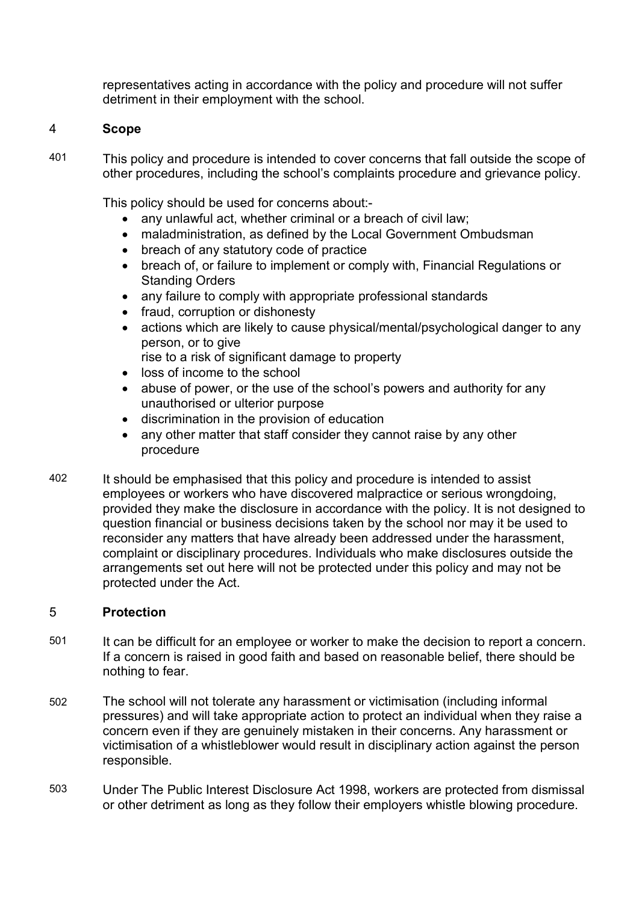representatives acting in accordance with the policy and procedure will not suffer detriment in their employment with the school.

## 4 Scope

401 This policy and procedure is intended to cover concerns that fall outside the scope of other procedures, including the school's complaints procedure and grievance policy.

This policy should be used for concerns about:-

- any unlawful act, whether criminal or a breach of civil law;
- maladministration, as defined by the Local Government Ombudsman
- breach of any statutory code of practice
- breach of, or failure to implement or comply with, Financial Regulations or Standing Orders
- any failure to comply with appropriate professional standards
- fraud, corruption or dishonesty
- actions which are likely to cause physical/mental/psychological danger to any person, or to give
  rise to a risk of significant damage to property
- loss of income to the school
- abuse of power, or the use of the school's powers and authority for any unauthorised or ulterior purpose
- discrimination in the provision of education
- any other matter that staff consider they cannot raise by any other procedure

402 It should be emphasised that this policy and procedure is intended to assist employees or workers who have discovered malpractice or serious wrongdoing, provided they make the disclosure in accordance with the policy. It is not designed to question financial or business decisions taken by the school nor may it be used to reconsider any matters that have already been addressed under the harassment, complaint or disciplinary procedures. Individuals who make disclosures outside the arrangements set out here will not be protected under this policy and may not be protected under the Act.

## 5 Protection

501 It can be difficult for an employee or worker to make the decision to report a concern. If a concern is raised in good faith and based on reasonable belief, there should be nothing to fear.

502 The school will not tolerate any harassment or victimisation (including informal pressures) and will take appropriate action to protect an individual when they raise a concern even if they are genuinely mistaken in their concerns. Any harassment or victimisation of a whistleblower would result in disciplinary action against the person responsible.

503 Under The Public Interest Disclosure Act 1998, workers are protected from dismissal or other detriment as long as they follow their employers whistle blowing procedure.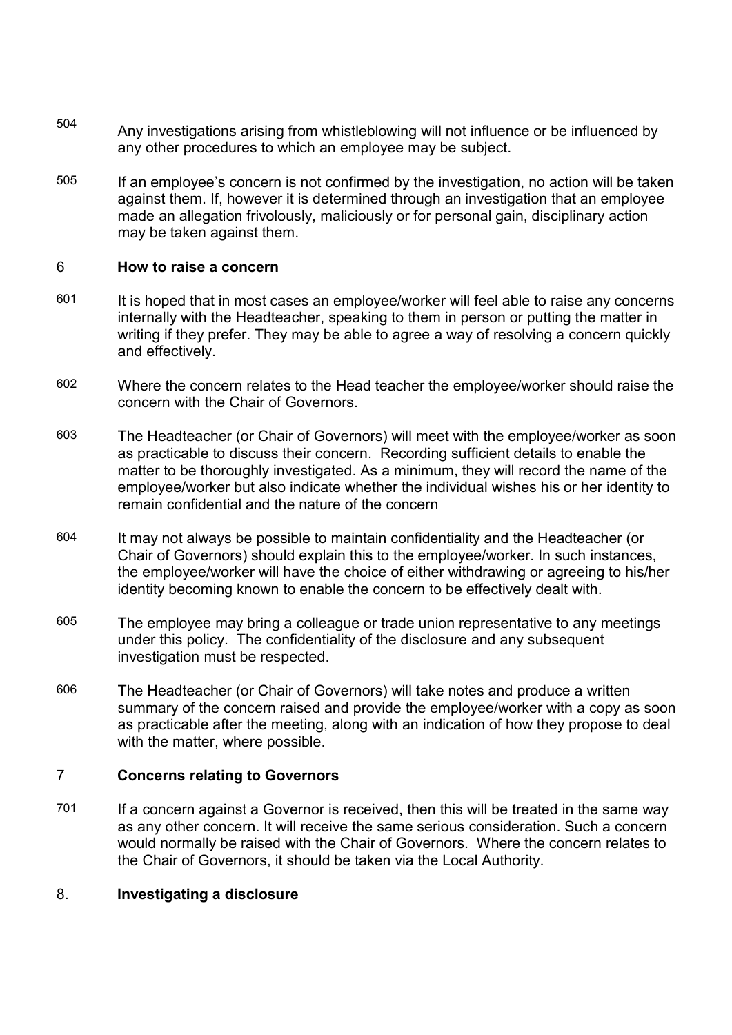504 Any investigations arising from whistleblowing will not influence or be influenced by any other procedures to which an employee may be subject.

505 If an employee's concern is not confirmed by the investigation, no action will be taken against them. If, however it is determined through an investigation that an employee made an allegation frivolously, maliciously or for personal gain, disciplinary action may be taken against them.

## 6 How to raise a concern

601 It is hoped that in most cases an employee/worker will feel able to raise any concerns internally with the Headteacher, speaking to them in person or putting the matter in writing if they prefer. They may be able to agree a way of resolving a concern quickly and effectively.

602 Where the concern relates to the Head teacher the employee/worker should raise the concern with the Chair of Governors.

603 The Headteacher (or Chair of Governors) will meet with the employee/worker as soon as practicable to discuss their concern. Recording sufficient details to enable the matter to be thoroughly investigated. As a minimum, they will record the name of the employee/worker but also indicate whether the individual wishes his or her identity to remain confidential and the nature of the concern

604 It may not always be possible to maintain confidentiality and the Headteacher (or Chair of Governors) should explain this to the employee/worker. In such instances, the employee/worker will have the choice of either withdrawing or agreeing to his/her identity becoming known to enable the concern to be effectively dealt with.

605 The employee may bring a colleague or trade union representative to any meetings under this policy. The confidentiality of the disclosure and any subsequent investigation must be respected.

606 The Headteacher (or Chair of Governors) will take notes and produce a written summary of the concern raised and provide the employee/worker with a copy as soon as practicable after the meeting, along with an indication of how they propose to deal with the matter, where possible.

## 7 Concerns relating to Governors

701 If a concern against a Governor is received, then this will be treated in the same way as any other concern. It will receive the same serious consideration. Such a concern would normally be raised with the Chair of Governors. Where the concern relates to the Chair of Governors, it should be taken via the Local Authority.

## 8. Investigating a disclosure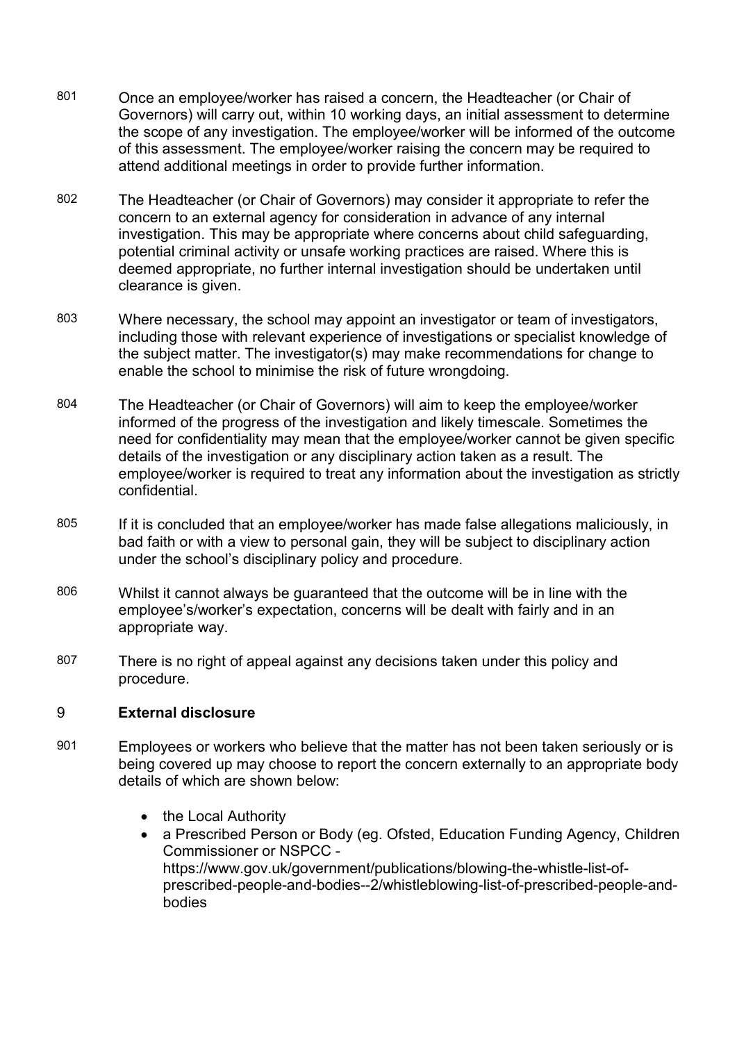801 Once an employee/worker has raised a concern, the Headteacher (or Chair of Governors) will carry out, within 10 working days, an initial assessment to determine the scope of any investigation. The employee/worker will be informed of the outcome of this assessment. The employee/worker raising the concern may be required to attend additional meetings in order to provide further information.

802 The Headteacher (or Chair of Governors) may consider it appropriate to refer the concern to an external agency for consideration in advance of any internal investigation. This may be appropriate where concerns about child safeguarding, potential criminal activity or unsafe working practices are raised. Where this is deemed appropriate, no further internal investigation should be undertaken until clearance is given.

803 Where necessary, the school may appoint an investigator or team of investigators, including those with relevant experience of investigations or specialist knowledge of the subject matter. The investigator(s) may make recommendations for change to enable the school to minimise the risk of future wrongdoing.

804 The Headteacher (or Chair of Governors) will aim to keep the employee/worker informed of the progress of the investigation and likely timescale. Sometimes the need for confidentiality may mean that the employee/worker cannot be given specific details of the investigation or any disciplinary action taken as a result. The employee/worker is required to treat any information about the investigation as strictly confidential.

805 If it is concluded that an employee/worker has made false allegations maliciously, in bad faith or with a view to personal gain, they will be subject to disciplinary action under the school's disciplinary policy and procedure.

806 Whilst it cannot always be guaranteed that the outcome will be in line with the employee's/worker's expectation, concerns will be dealt with fairly and in an appropriate way.

807 There is no right of appeal against any decisions taken under this policy and procedure.

## 9 External disclosure

901 Employees or workers who believe that the matter has not been taken seriously or is being covered up may choose to report the concern externally to an appropriate body details of which are shown below:

- the Local Authority
- a Prescribed Person or Body (eg. Ofsted, Education Funding Agency, Children Commissioner or NSPCC - https://www.gov.uk/government/publications/blowing-the-whistle-list-of-prescribed-people-and-bodies--2/whistleblowing-list-of-prescribed-people-and-bodies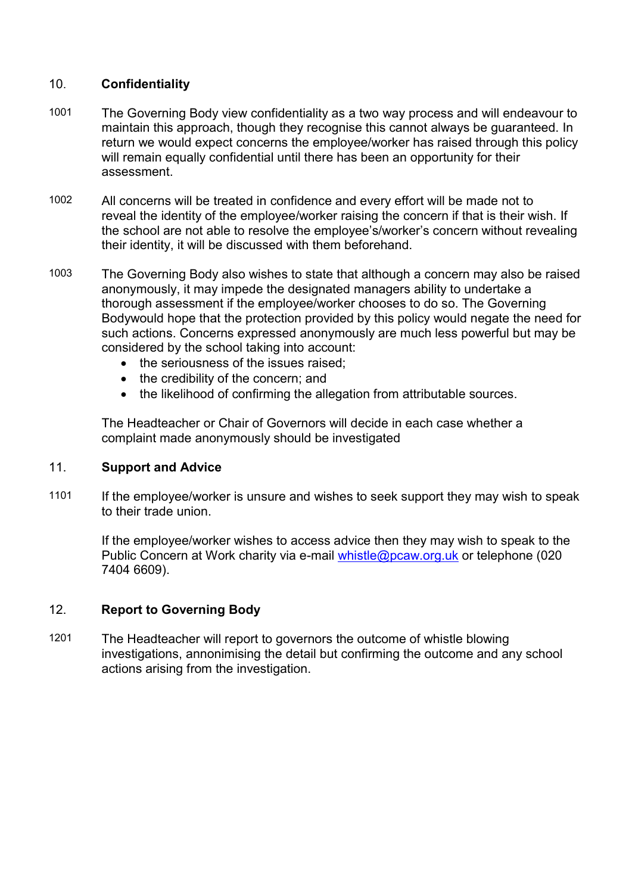## 10. Confidentiality

1001 The Governing Body view confidentiality as a two way process and will endeavour to maintain this approach, though they recognise this cannot always be guaranteed. In return we would expect concerns the employee/worker has raised through this policy will remain equally confidential until there has been an opportunity for their assessment.

1002 All concerns will be treated in confidence and every effort will be made not to reveal the identity of the employee/worker raising the concern if that is their wish. If the school are not able to resolve the employee's/worker's concern without revealing their identity, it will be discussed with them beforehand.

1003 The Governing Body also wishes to state that although a concern may also be raised anonymously, it may impede the designated managers ability to undertake a thorough assessment if the employee/worker chooses to do so. The Governing Bodywould hope that the protection provided by this policy would negate the need for such actions. Concerns expressed anonymously are much less powerful but may be considered by the school taking into account:

- the seriousness of the issues raised;
- the credibility of the concern; and
- the likelihood of confirming the allegation from attributable sources.

The Headteacher or Chair of Governors will decide in each case whether a complaint made anonymously should be investigated

## 11. Support and Advice

1101 If the employee/worker is unsure and wishes to seek support they may wish to speak to their trade union.

If the employee/worker wishes to access advice then they may wish to speak to the Public Concern at Work charity via e-mail whistle@pcaw.org.uk or telephone (020 7404 6609).

## 12. Report to Governing Body

1201 The Headteacher will report to governors the outcome of whistle blowing investigations, annonimising the detail but confirming the outcome and any school actions arising from the investigation.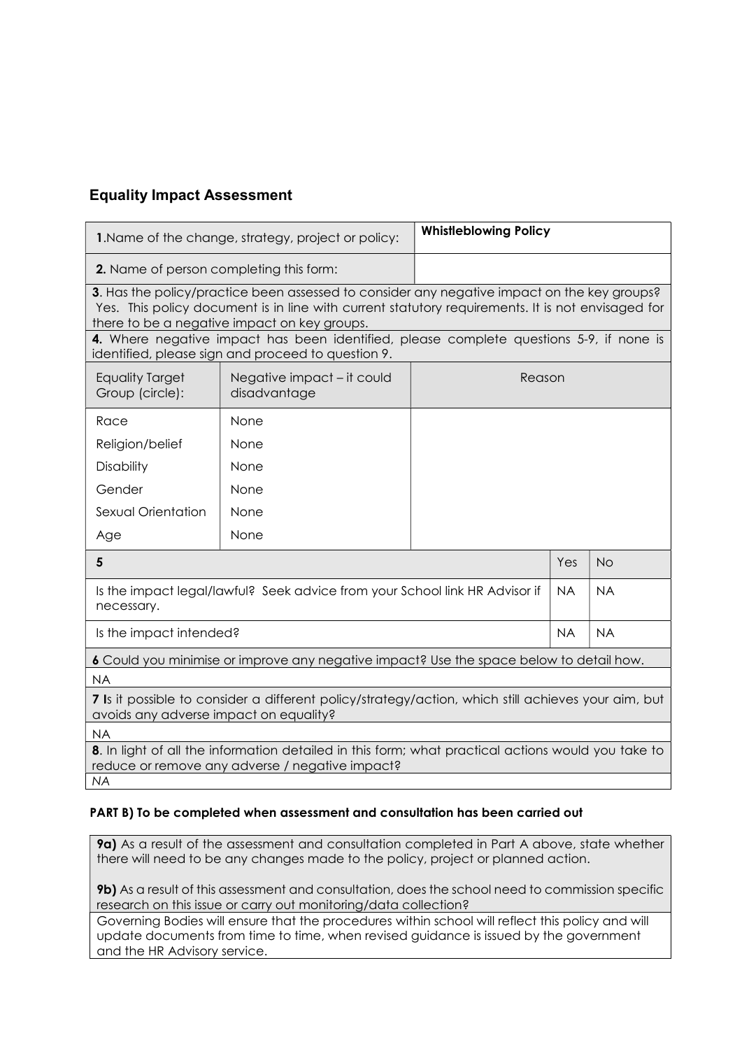## Equality Impact Assessment

| **1**.Name of the change, strategy, project or policy: | **Whistleblowing Policy** |
|---|---|
| **2.** Name of person completing this form: | |

**3**. Has the policy/practice been assessed to consider any negative impact on the key groups? Yes. This policy document is in line with current statutory requirements. It is not envisaged for there to be a negative impact on key groups.

**4.** Where negative impact has been identified, please complete questions 5-9, if none is identified, please sign and proceed to question 9.

| Equality Target Group (circle): | Negative impact – it could disadvantage | Reason |
|---|---|---|
| Race | None | |
| Religion/belief | None | |
| Disability | None | |
| Gender | None | |
| Sexual Orientation | None | |
| Age | None | |

| **5** | Yes | No |
|---|---|---|
| Is the impact legal/lawful? Seek advice from your School link HR Advisor if necessary. | NA | NA |
| Is the impact intended? | NA | NA |

**6** Could you minimise or improve any negative impact? Use the space below to detail how.

NA

**7 I**s it possible to consider a different policy/strategy/action, which still achieves your aim, but avoids any adverse impact on equality?

NA

**8**. In light of all the information detailed in this form; what practical actions would you take to reduce or remove any adverse / negative impact?

*NA*

### PART B) To be completed when assessment and consultation has been carried out

**9a)** As a result of the assessment and consultation completed in Part A above, state whether there will need to be any changes made to the policy, project or planned action.

**9b)** As a result of this assessment and consultation, does the school need to commission specific research on this issue or carry out monitoring/data collection?

Governing Bodies will ensure that the procedures within school will reflect this policy and will update documents from time to time, when revised guidance is issued by the government and the HR Advisory service.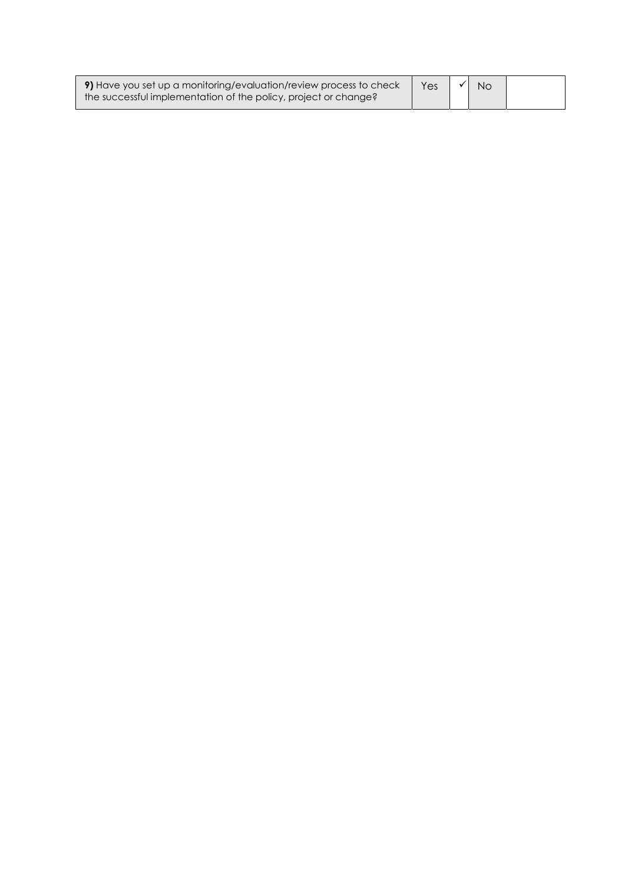| | | | | |
|---|---|---|---|---|
| **9)** Have you set up a monitoring/evaluation/review process to check the successful implementation of the policy, project or change? | Yes | ✓ | No | |